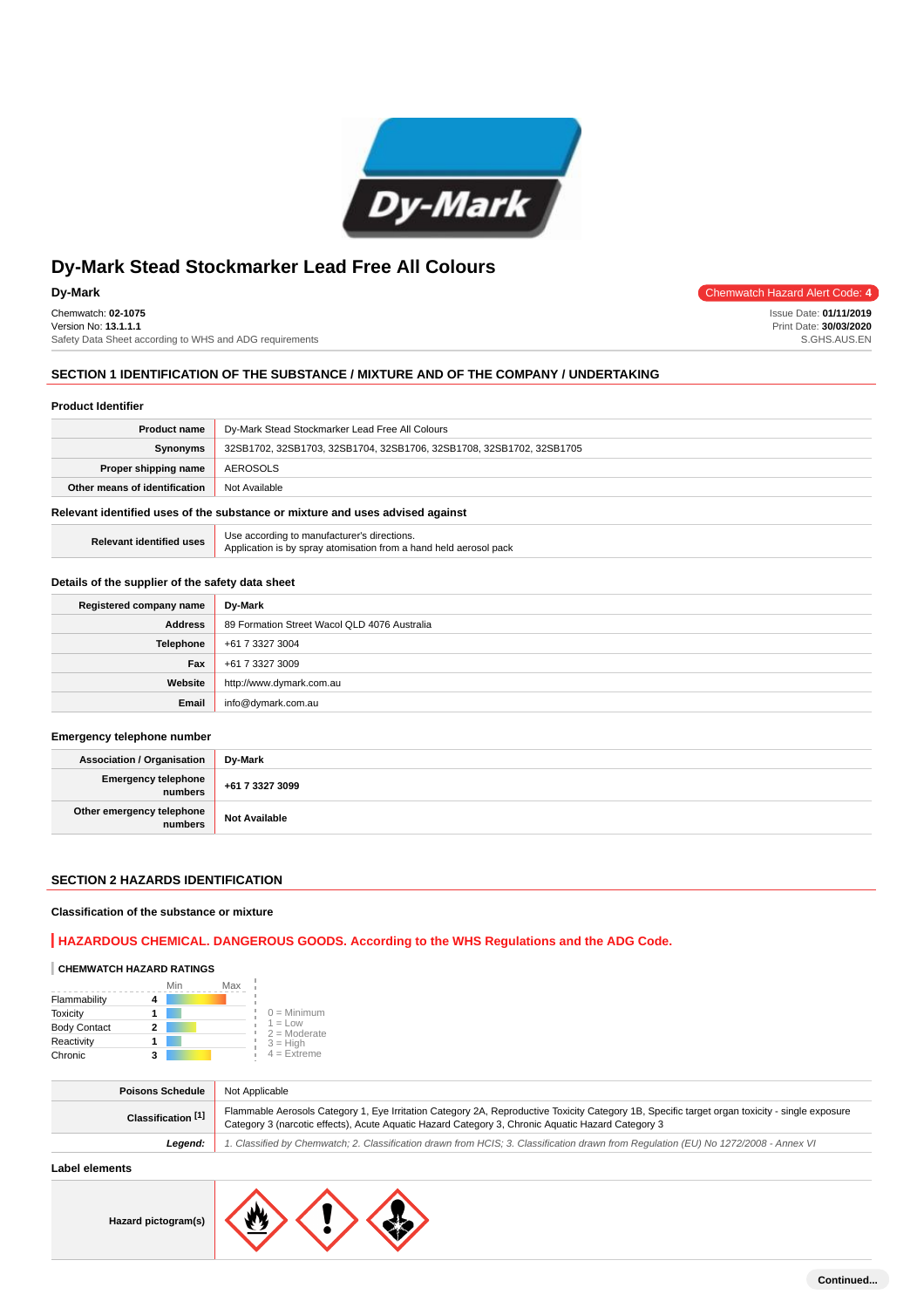# Dy-Mark Stead Stockmarker Lead Free All Colours

**Dy-Mark**

Chemwatch Hazard Alert Code: 4

Chemwatch: **02-1075**
Version No: **13.1.1.1**
Safety Data Sheet according to WHS and ADG requirements

Issue Date: **01/11/2019**
Print Date: **30/03/2020**
S.GHS.AUS.EN

## SECTION 1 IDENTIFICATION OF THE SUBSTANCE / MIXTURE AND OF THE COMPANY / UNDERTAKING

### Product Identifier

| | |
|---|---|
| **Product name** | Dy-Mark Stead Stockmarker Lead Free All Colours |
| **Synonyms** | 32SB1702, 32SB1703, 32SB1704, 32SB1706, 32SB1708, 32SB1702, 32SB1705 |
| **Proper shipping name** | AEROSOLS |
| **Other means of identification** | Not Available |

### Relevant identified uses of the substance or mixture and uses advised against

| | |
|---|---|
| **Relevant identified uses** | Use according to manufacturer's directions. Application is by spray atomisation from a hand held aerosol pack |

### Details of the supplier of the safety data sheet

| | |
|---|---|
| **Registered company name** | Dy-Mark |
| **Address** | 89 Formation Street Wacol QLD 4076 Australia |
| **Telephone** | +61 7 3327 3004 |
| **Fax** | +61 7 3327 3009 |
| **Website** | http://www.dymark.com.au |
| **Email** | info@dymark.com.au |

### Emergency telephone number

| | |
|---|---|
| **Association / Organisation** | **Dy-Mark** |
| **Emergency telephone numbers** | **+61 7 3327 3099** |
| **Other emergency telephone numbers** | **Not Available** |

## SECTION 2 HAZARDS IDENTIFICATION

### Classification of the substance or mixture

**HAZARDOUS CHEMICAL. DANGEROUS GOODS. According to the WHS Regulations and the ADG Code.**

**CHEMWATCH HAZARD RATINGS**

| | Rating |
|---|---|
| Flammability | 4 |
| Toxicity | 1 |
| Body Contact | 2 |
| Reactivity | 1 |
| Chronic | 3 |

0 = Minimum
1 = Low
2 = Moderate
3 = High
4 = Extreme

| | |
|---|---|
| **Poisons Schedule** | Not Applicable |
| **Classification [1]** | Flammable Aerosols Category 1, Eye Irritation Category 2A, Reproductive Toxicity Category 1B, Specific target organ toxicity - single exposure Category 3 (narcotic effects), Acute Aquatic Hazard Category 3, Chronic Aquatic Hazard Category 3 |
| ***Legend:*** | *1. Classified by Chemwatch; 2. Classification drawn from HCIS; 3. Classification drawn from Regulation (EU) No 1272/2008 - Annex VI* |

### Label elements

| | |
|---|---|
| **Hazard pictogram(s)** | |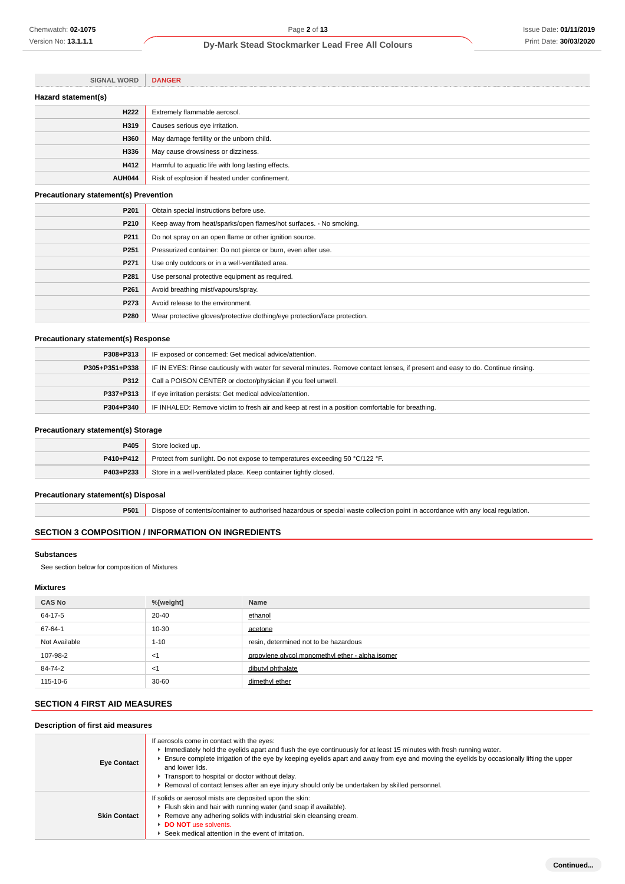| SIGNAL WORD | DANGER |
|---|---|

### Hazard statement(s)

| | |
|---|---|
| H222 | Extremely flammable aerosol. |
| H319 | Causes serious eye irritation. |
| H360 | May damage fertility or the unborn child. |
| H336 | May cause drowsiness or dizziness. |
| H412 | Harmful to aquatic life with long lasting effects. |
| AUH044 | Risk of explosion if heated under confinement. |

### Precautionary statement(s) Prevention

| | |
|---|---|
| P201 | Obtain special instructions before use. |
| P210 | Keep away from heat/sparks/open flames/hot surfaces. - No smoking. |
| P211 | Do not spray on an open flame or other ignition source. |
| P251 | Pressurized container: Do not pierce or burn, even after use. |
| P271 | Use only outdoors or in a well-ventilated area. |
| P281 | Use personal protective equipment as required. |
| P261 | Avoid breathing mist/vapours/spray. |
| P273 | Avoid release to the environment. |
| P280 | Wear protective gloves/protective clothing/eye protection/face protection. |

### Precautionary statement(s) Response

| | |
|---|---|
| P308+P313 | IF exposed or concerned: Get medical advice/attention. |
| P305+P351+P338 | IF IN EYES: Rinse cautiously with water for several minutes. Remove contact lenses, if present and easy to do. Continue rinsing. |
| P312 | Call a POISON CENTER or doctor/physician if you feel unwell. |
| P337+P313 | If eye irritation persists: Get medical advice/attention. |
| P304+P340 | IF INHALED: Remove victim to fresh air and keep at rest in a position comfortable for breathing. |

### Precautionary statement(s) Storage

| | |
|---|---|
| P405 | Store locked up. |
| P410+P412 | Protect from sunlight. Do not expose to temperatures exceeding 50 °C/122 °F. |
| P403+P233 | Store in a well-ventilated place. Keep container tightly closed. |

### Precautionary statement(s) Disposal

| | |
|---|---|
| P501 | Dispose of contents/container to authorised hazardous or special waste collection point in accordance with any local regulation. |

## SECTION 3 COMPOSITION / INFORMATION ON INGREDIENTS

### Substances

See section below for composition of Mixtures

### Mixtures

| CAS No | %[weight] | Name |
|---|---|---|
| 64-17-5 | 20-40 | ethanol |
| 67-64-1 | 10-30 | acetone |
| Not Available | 1-10 | resin, determined not to be hazardous |
| 107-98-2 | <1 | propylene glycol monomethyl ether - alpha isomer |
| 84-74-2 | <1 | dibutyl phthalate |
| 115-10-6 | 30-60 | dimethyl ether |

## SECTION 4 FIRST AID MEASURES

### Description of first aid measures

| | |
|---|---|
| **Eye Contact** | If aerosols come in contact with the eyes:<br>▸ Immediately hold the eyelids apart and flush the eye continuously for at least 15 minutes with fresh running water.<br>▸ Ensure complete irrigation of the eye by keeping eyelids apart and away from eye and moving the eyelids by occasionally lifting the upper and lower lids.<br>▸ Transport to hospital or doctor without delay.<br>▸ Removal of contact lenses after an eye injury should only be undertaken by skilled personnel. |
| **Skin Contact** | If solids or aerosol mists are deposited upon the skin:<br>▸ Flush skin and hair with running water (and soap if available).<br>▸ Remove any adhering solids with industrial skin cleansing cream.<br>▸ **DO NOT** use solvents.<br>▸ Seek medical attention in the event of irritation. |

Continued...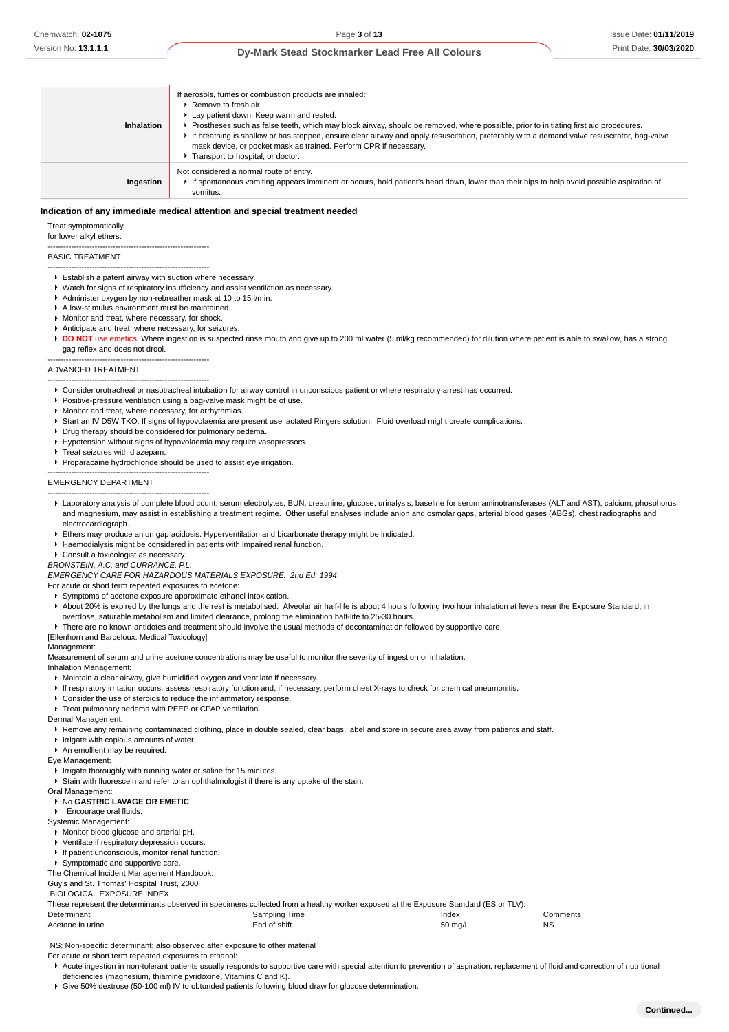| | |
|---|---|
| **Inhalation** | If aerosols, fumes or combustion products are inhaled:<br>▸ Remove to fresh air.<br>▸ Lay patient down. Keep warm and rested.<br>▸ Prostheses such as false teeth, which may block airway, should be removed, where possible, prior to initiating first aid procedures.<br>▸ If breathing is shallow or has stopped, ensure clear airway and apply resuscitation, preferably with a demand valve resuscitator, bag-valve mask device, or pocket mask as trained. Perform CPR if necessary.<br>▸ Transport to hospital, or doctor. |
| **Ingestion** | Not considered a normal route of entry.<br>▸ If spontaneous vomiting appears imminent or occurs, hold patient's head down, lower than their hips to help avoid possible aspiration of vomitus. |

### Indication of any immediate medical attention and special treatment needed

Treat symptomatically.
for lower alkyl ethers:

--------------------------------------------------------------

BASIC TREATMENT

--------------------------------------------------------------

- Establish a patent airway with suction where necessary.
- Watch for signs of respiratory insufficiency and assist ventilation as necessary.
- Administer oxygen by non-rebreather mask at 10 to 15 l/min.
- A low-stimulus environment must be maintained.
- Monitor and treat, where necessary, for shock.
- Anticipate and treat, where necessary, for seizures.
- **DO NOT** use emetics. Where ingestion is suspected rinse mouth and give up to 200 ml water (5 ml/kg recommended) for dilution where patient is able to swallow, has a strong gag reflex and does not drool.

--------------------------------------------------------------

ADVANCED TREATMENT

--------------------------------------------------------------

- Consider orotracheal or nasotracheal intubation for airway control in unconscious patient or where respiratory arrest has occurred.
- Positive-pressure ventilation using a bag-valve mask might be of use.
- Monitor and treat, where necessary, for arrhythmias.
- Start an IV D5W TKO. If signs of hypovolaemia are present use lactated Ringers solution. Fluid overload might create complications.
- Drug therapy should be considered for pulmonary oedema.
- Hypotension without signs of hypovolaemia may require vasopressors.
- Treat seizures with diazepam.
- Proparacaine hydrochloride should be used to assist eye irrigation.

--------------------------------------------------------------

EMERGENCY DEPARTMENT

--------------------------------------------------------------

- Laboratory analysis of complete blood count, serum electrolytes, BUN, creatinine, glucose, urinalysis, baseline for serum aminotransferases (ALT and AST), calcium, phosphorus and magnesium, may assist in establishing a treatment regime. Other useful analyses include anion and osmolar gaps, arterial blood gases (ABGs), chest radiographs and electrocardiograph.
- Ethers may produce anion gap acidosis. Hyperventilation and bicarbonate therapy might be indicated.
- Haemodialysis might be considered in patients with impaired renal function.
- Consult a toxicologist as necessary.

*BRONSTEIN, A.C. and CURRANCE, P.L.*
*EMERGENCY CARE FOR HAZARDOUS MATERIALS EXPOSURE: 2nd Ed. 1994*

For acute or short term repeated exposures to acetone:

- Symptoms of acetone exposure approximate ethanol intoxication.
- About 20% is expired by the lungs and the rest is metabolised. Alveolar air half-life is about 4 hours following two hour inhalation at levels near the Exposure Standard; in overdose, saturable metabolism and limited clearance, prolong the elimination half-life to 25-30 hours.
- There are no known antidotes and treatment should involve the usual methods of decontamination followed by supportive care.

[Ellenhorn and Barceloux: Medical Toxicology]

Management:
Measurement of serum and urine acetone concentrations may be useful to monitor the severity of ingestion or inhalation.

Inhalation Management:

- Maintain a clear airway, give humidified oxygen and ventilate if necessary.
- If respiratory irritation occurs, assess respiratory function and, if necessary, perform chest X-rays to check for chemical pneumonitis.
- Consider the use of steroids to reduce the inflammatory response.
- Treat pulmonary oedema with PEEP or CPAP ventilation.

Dermal Management:

- Remove any remaining contaminated clothing, place in double sealed, clear bags, label and store in secure area away from patients and staff.
- Irrigate with copious amounts of water.
- An emollient may be required.

Eye Management:

- Irrigate thoroughly with running water or saline for 15 minutes.
- Stain with fluorescein and refer to an ophthalmologist if there is any uptake of the stain.

Oral Management:

- No **GASTRIC LAVAGE OR EMETIC**
- Encourage oral fluids.

Systemic Management:

- Monitor blood glucose and arterial pH.
- Ventilate if respiratory depression occurs.
- If patient unconscious, monitor renal function.
- Symptomatic and supportive care.

The Chemical Incident Management Handbook:
Guy's and St. Thomas' Hospital Trust, 2000

BIOLOGICAL EXPOSURE INDEX

These represent the determinants observed in specimens collected from a healthy worker exposed at the Exposure Standard (ES or TLV):

| Determinant | Sampling Time | Index | Comments |
|---|---|---|---|
| Acetone in urine | End of shift | 50 mg/L | NS |

NS: Non-specific determinant; also observed after exposure to other material

For acute or short term repeated exposures to ethanol:

- Acute ingestion in non-tolerant patients usually responds to supportive care with special attention to prevention of aspiration, replacement of fluid and correction of nutritional deficiencies (magnesium, thiamine pyridoxine, Vitamins C and K).
- Give 50% dextrose (50-100 ml) IV to obtunded patients following blood draw for glucose determination.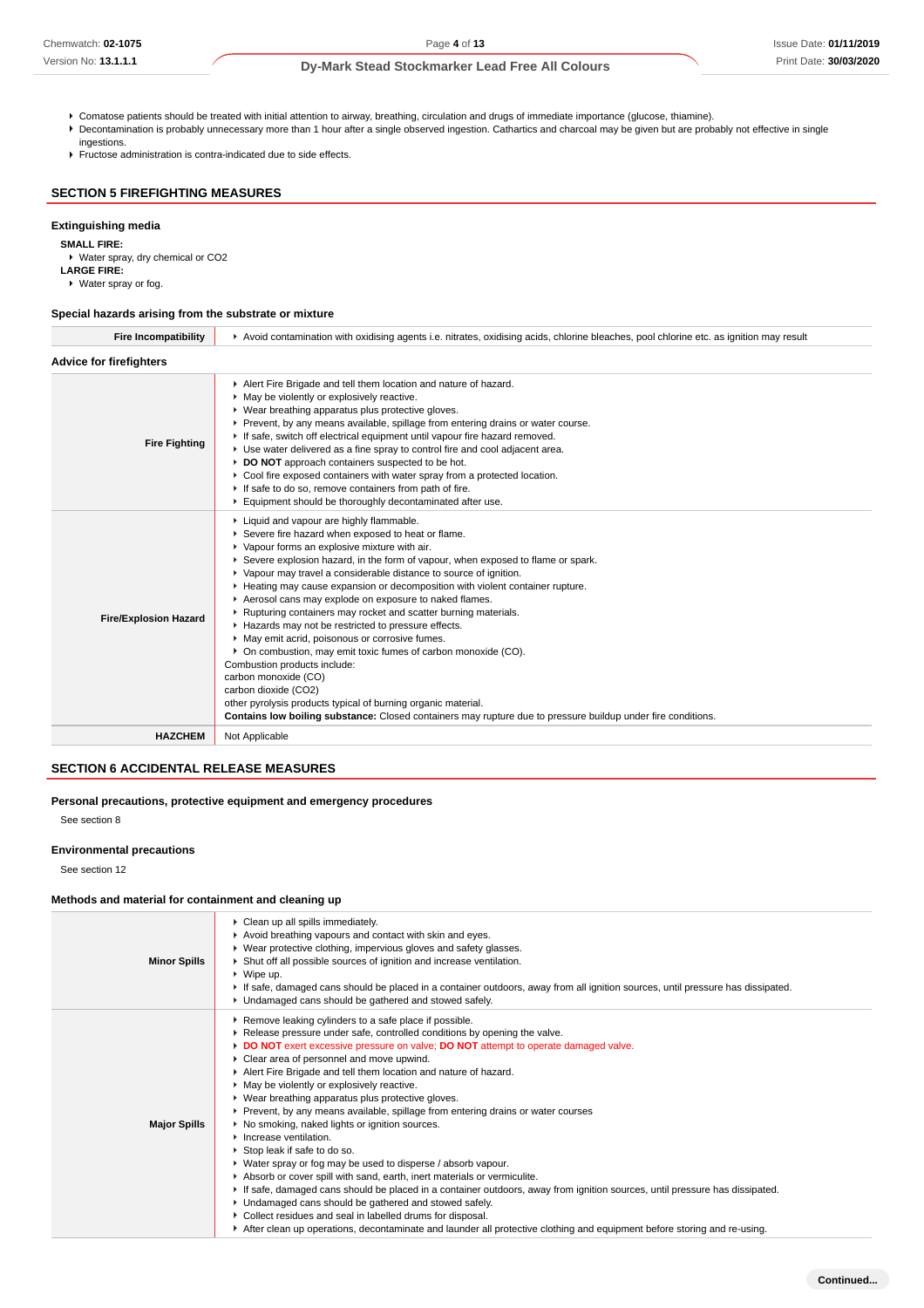- Comatose patients should be treated with initial attention to airway, breathing, circulation and drugs of immediate importance (glucose, thiamine).
- Decontamination is probably unnecessary more than 1 hour after a single observed ingestion. Cathartics and charcoal may be given but are probably not effective in single ingestions.
- Fructose administration is contra-indicated due to side effects.

## SECTION 5 FIREFIGHTING MEASURES

### Extinguishing media

**SMALL FIRE:**
- Water spray, dry chemical or $CO_2$

**LARGE FIRE:**
- Water spray or fog.

### Special hazards arising from the substrate or mixture

| | |
|---|---|
| **Fire Incompatibility** | Avoid contamination with oxidising agents i.e. nitrates, oxidising acids, chlorine bleaches, pool chlorine etc. as ignition may result |

### Advice for firefighters

| | |
|---|---|
| **Fire Fighting** | ▸ Alert Fire Brigade and tell them location and nature of hazard.<br>▸ May be violently or explosively reactive.<br>▸ Wear breathing apparatus plus protective gloves.<br>▸ Prevent, by any means available, spillage from entering drains or water course.<br>▸ If safe, switch off electrical equipment until vapour fire hazard removed.<br>▸ Use water delivered as a fine spray to control fire and cool adjacent area.<br>▸ **DO NOT** approach containers suspected to be hot.<br>▸ Cool fire exposed containers with water spray from a protected location.<br>▸ If safe to do so, remove containers from path of fire.<br>▸ Equipment should be thoroughly decontaminated after use. |
| **Fire/Explosion Hazard** | ▸ Liquid and vapour are highly flammable.<br>▸ Severe fire hazard when exposed to heat or flame.<br>▸ Vapour forms an explosive mixture with air.<br>▸ Severe explosion hazard, in the form of vapour, when exposed to flame or spark.<br>▸ Vapour may travel a considerable distance to source of ignition.<br>▸ Heating may cause expansion or decomposition with violent container rupture.<br>▸ Aerosol cans may explode on exposure to naked flames.<br>▸ Rupturing containers may rocket and scatter burning materials.<br>▸ Hazards may not be restricted to pressure effects.<br>▸ May emit acrid, poisonous or corrosive fumes.<br>▸ On combustion, may emit toxic fumes of carbon monoxide (CO).<br>Combustion products include:<br>carbon monoxide (CO)<br>carbon dioxide ($CO_2$)<br>other pyrolysis products typical of burning organic material.<br>**Contains low boiling substance:** Closed containers may rupture due to pressure buildup under fire conditions. |
| **HAZCHEM** | Not Applicable |

## SECTION 6 ACCIDENTAL RELEASE MEASURES

### Personal precautions, protective equipment and emergency procedures

See section 8

### Environmental precautions

See section 12

### Methods and material for containment and cleaning up

| | |
|---|---|
| **Minor Spills** | ▸ Clean up all spills immediately.<br>▸ Avoid breathing vapours and contact with skin and eyes.<br>▸ Wear protective clothing, impervious gloves and safety glasses.<br>▸ Shut off all possible sources of ignition and increase ventilation.<br>▸ Wipe up.<br>▸ If safe, damaged cans should be placed in a container outdoors, away from all ignition sources, until pressure has dissipated.<br>▸ Undamaged cans should be gathered and stowed safely. |
| **Major Spills** | ▸ Remove leaking cylinders to a safe place if possible.<br>▸ Release pressure under safe, controlled conditions by opening the valve.<br>▸ **DO NOT** exert excessive pressure on valve; **DO NOT** attempt to operate damaged valve.<br>▸ Clear area of personnel and move upwind.<br>▸ Alert Fire Brigade and tell them location and nature of hazard.<br>▸ May be violently or explosively reactive.<br>▸ Wear breathing apparatus plus protective gloves.<br>▸ Prevent, by any means available, spillage from entering drains or water courses<br>▸ No smoking, naked lights or ignition sources.<br>▸ Increase ventilation.<br>▸ Stop leak if safe to do so.<br>▸ Water spray or fog may be used to disperse / absorb vapour.<br>▸ Absorb or cover spill with sand, earth, inert materials or vermiculite.<br>▸ If safe, damaged cans should be placed in a container outdoors, away from ignition sources, until pressure has dissipated.<br>▸ Undamaged cans should be gathered and stowed safely.<br>▸ Collect residues and seal in labelled drums for disposal.<br>▸ After clean up operations, decontaminate and launder all protective clothing and equipment before storing and re-using. |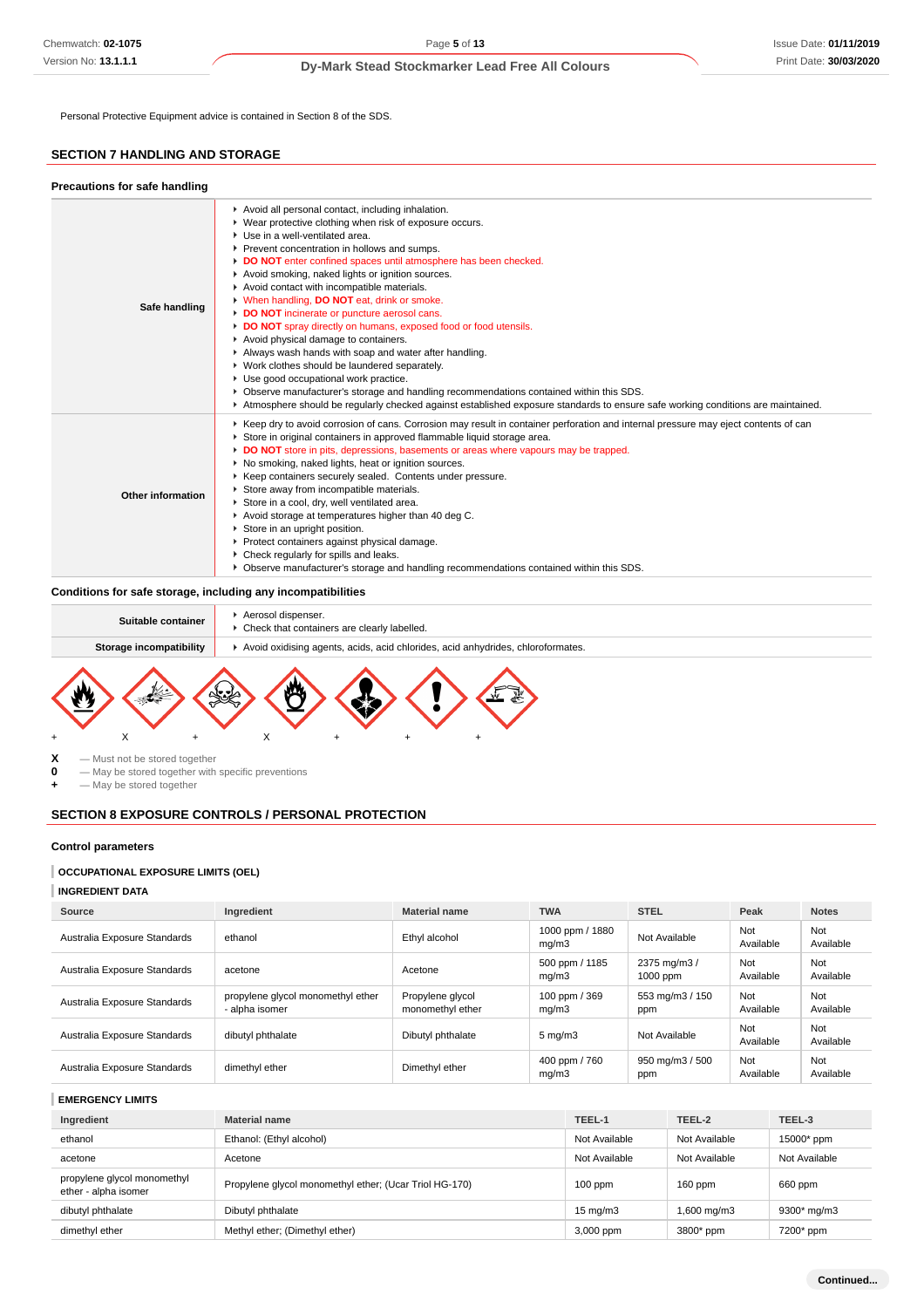Personal Protective Equipment advice is contained in Section 8 of the SDS.

## SECTION 7 HANDLING AND STORAGE

### Precautions for safe handling

| | |
|---|---|
| **Safe handling** | ▸ Avoid all personal contact, including inhalation.<br>▸ Wear protective clothing when risk of exposure occurs.<br>▸ Use in a well-ventilated area.<br>▸ Prevent concentration in hollows and sumps.<br>▸ **DO NOT** enter confined spaces until atmosphere has been checked.<br>▸ Avoid smoking, naked lights or ignition sources.<br>▸ Avoid contact with incompatible materials.<br>▸ When handling, **DO NOT** eat, drink or smoke.<br>▸ **DO NOT** incinerate or puncture aerosol cans.<br>▸ **DO NOT** spray directly on humans, exposed food or food utensils.<br>▸ Avoid physical damage to containers.<br>▸ Always wash hands with soap and water after handling.<br>▸ Work clothes should be laundered separately.<br>▸ Use good occupational work practice.<br>▸ Observe manufacturer's storage and handling recommendations contained within this SDS.<br>▸ Atmosphere should be regularly checked against established exposure standards to ensure safe working conditions are maintained. |
| **Other information** | ▸ Keep dry to avoid corrosion of cans. Corrosion may result in container perforation and internal pressure may eject contents of can<br>▸ Store in original containers in approved flammable liquid storage area.<br>▸ **DO NOT** store in pits, depressions, basements or areas where vapours may be trapped.<br>▸ No smoking, naked lights, heat or ignition sources.<br>▸ Keep containers securely sealed. Contents under pressure.<br>▸ Store away from incompatible materials.<br>▸ Store in a cool, dry, well ventilated area.<br>▸ Avoid storage at temperatures higher than 40 deg C.<br>▸ Store in an upright position.<br>▸ Protect containers against physical damage.<br>▸ Check regularly for spills and leaks.<br>▸ Observe manufacturer's storage and handling recommendations contained within this SDS. |

### Conditions for safe storage, including any incompatibilities

| | |
|---|---|
| **Suitable container** | ▸ Aerosol dispenser.<br>▸ Check that containers are clearly labelled. |
| **Storage incompatibility** | ▸ Avoid oxidising agents, acids, acid chlorides, acid anhydrides, chloroformates. |

+ X + X + + +

**X** — Must not be stored together
**0** — May be stored together with specific preventions
**+** — May be stored together

## SECTION 8 EXPOSURE CONTROLS / PERSONAL PROTECTION

### Control parameters

**OCCUPATIONAL EXPOSURE LIMITS (OEL)**

**INGREDIENT DATA**

| Source | Ingredient | Material name | TWA | STEL | Peak | Notes |
|---|---|---|---|---|---|---|
| Australia Exposure Standards | ethanol | Ethyl alcohol | 1000 ppm / 1880 mg/m3 | Not Available | Not Available | Not Available |
| Australia Exposure Standards | acetone | Acetone | 500 ppm / 1185 mg/m3 | 2375 mg/m3 / 1000 ppm | Not Available | Not Available |
| Australia Exposure Standards | propylene glycol monomethyl ether - alpha isomer | Propylene glycol monomethyl ether | 100 ppm / 369 mg/m3 | 553 mg/m3 / 150 ppm | Not Available | Not Available |
| Australia Exposure Standards | dibutyl phthalate | Dibutyl phthalate | 5 mg/m3 | Not Available | Not Available | Not Available |
| Australia Exposure Standards | dimethyl ether | Dimethyl ether | 400 ppm / 760 mg/m3 | 950 mg/m3 / 500 ppm | Not Available | Not Available |

**EMERGENCY LIMITS**

| Ingredient | Material name | TEEL-1 | TEEL-2 | TEEL-3 |
|---|---|---|---|---|
| ethanol | Ethanol: (Ethyl alcohol) | Not Available | Not Available | 15000* ppm |
| acetone | Acetone | Not Available | Not Available | Not Available |
| propylene glycol monomethyl ether - alpha isomer | Propylene glycol monomethyl ether; (Ucar Triol HG-170) | 100 ppm | 160 ppm | 660 ppm |
| dibutyl phthalate | Dibutyl phthalate | 15 mg/m3 | 1,600 mg/m3 | 9300* mg/m3 |
| dimethyl ether | Methyl ether; (Dimethyl ether) | 3,000 ppm | 3800* ppm | 7200* ppm |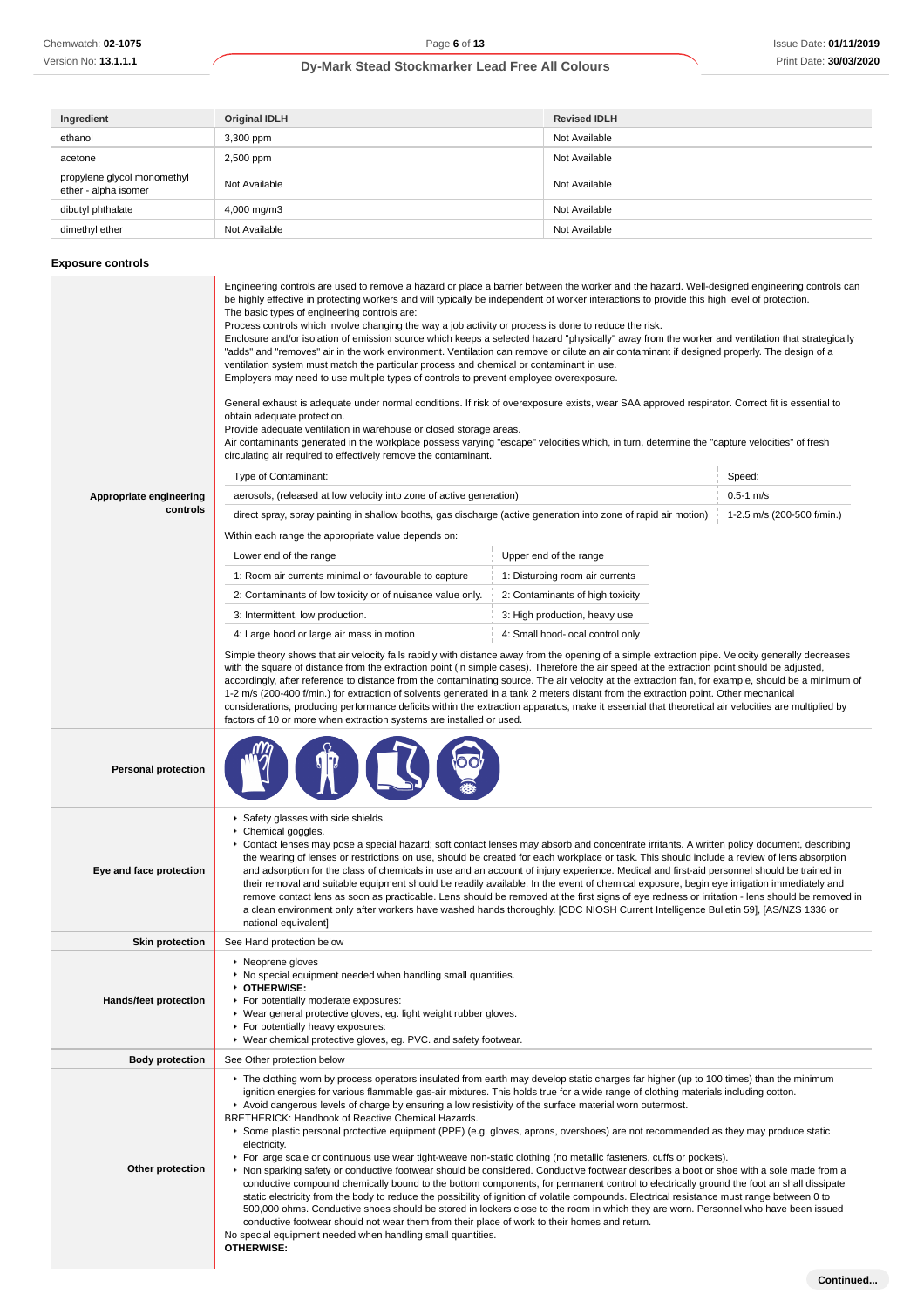| Ingredient | Original IDLH | Revised IDLH |
|---|---|---|
| ethanol | 3,300 ppm | Not Available |
| acetone | 2,500 ppm | Not Available |
| propylene glycol monomethyl ether - alpha isomer | Not Available | Not Available |
| dibutyl phthalate | 4,000 mg/m3 | Not Available |
| dimethyl ether | Not Available | Not Available |

### Exposure controls

**Appropriate engineering controls**

Engineering controls are used to remove a hazard or place a barrier between the worker and the hazard. Well-designed engineering controls can be highly effective in protecting workers and will typically be independent of worker interactions to provide this high level of protection.
The basic types of engineering controls are:
Process controls which involve changing the way a job activity or process is done to reduce the risk.
Enclosure and/or isolation of emission source which keeps a selected hazard "physically" away from the worker and ventilation that strategically "adds" and "removes" air in the work environment. Ventilation can remove or dilute an air contaminant if designed properly. The design of a ventilation system must match the particular process and chemical or contaminant in use.
Employers may need to use multiple types of controls to prevent employee overexposure.

General exhaust is adequate under normal conditions. If risk of overexposure exists, wear SAA approved respirator. Correct fit is essential to obtain adequate protection.
Provide adequate ventilation in warehouse or closed storage areas.
Air contaminants generated in the workplace possess varying "escape" velocities which, in turn, determine the "capture velocities" of fresh circulating air required to effectively remove the contaminant.

| Type of Contaminant: | Speed: |
|---|---|
| aerosols, (released at low velocity into zone of active generation) | 0.5-1 m/s |
| direct spray, spray painting in shallow booths, gas discharge (active generation into zone of rapid air motion) | 1-2.5 m/s (200-500 f/min.) |

Within each range the appropriate value depends on:

| Lower end of the range | Upper end of the range |
|---|---|
| 1: Room air currents minimal or favourable to capture | 1: Disturbing room air currents |
| 2: Contaminants of low toxicity or of nuisance value only. | 2: Contaminants of high toxicity |
| 3: Intermittent, low production. | 3: High production, heavy use |
| 4: Large hood or large air mass in motion | 4: Small hood-local control only |

Simple theory shows that air velocity falls rapidly with distance away from the opening of a simple extraction pipe. Velocity generally decreases with the square of distance from the extraction point (in simple cases). Therefore the air speed at the extraction point should be adjusted, accordingly, after reference to distance from the contaminating source. The air velocity at the extraction fan, for example, should be a minimum of 1-2 m/s (200-400 f/min.) for extraction of solvents generated in a tank 2 meters distant from the extraction point. Other mechanical considerations, producing performance deficits within the extraction apparatus, make it essential that theoretical air velocities are multiplied by factors of 10 or more when extraction systems are installed or used.

**Personal protection**

**Eye and face protection**

- Safety glasses with side shields.
- Chemical goggles.
- Contact lenses may pose a special hazard; soft contact lenses may absorb and concentrate irritants. A written policy document, describing the wearing of lenses or restrictions on use, should be created for each workplace or task. This should include a review of lens absorption and adsorption for the class of chemicals in use and an account of injury experience. Medical and first-aid personnel should be trained in their removal and suitable equipment should be readily available. In the event of chemical exposure, begin eye irrigation immediately and remove contact lens as soon as practicable. Lens should be removed at the first signs of eye redness or irritation - lens should be removed in a clean environment only after workers have washed hands thoroughly. [CDC NIOSH Current Intelligence Bulletin 59], [AS/NZS 1336 or national equivalent]

**Skin protection**

See Hand protection below

**Hands/feet protection**

- Neoprene gloves
- No special equipment needed when handling small quantities.
- **OTHERWISE:**
- For potentially moderate exposures:
- Wear general protective gloves, eg. light weight rubber gloves.
- For potentially heavy exposures:
- Wear chemical protective gloves, eg. PVC. and safety footwear.

**Body protection**

See Other protection below

**Other protection**

- The clothing worn by process operators insulated from earth may develop static charges far higher (up to 100 times) than the minimum ignition energies for various flammable gas-air mixtures. This holds true for a wide range of clothing materials including cotton.
- Avoid dangerous levels of charge by ensuring a low resistivity of the surface material worn outermost.

BRETHERICK: Handbook of Reactive Chemical Hazards.

- Some plastic personal protective equipment (PPE) (e.g. gloves, aprons, overshoes) are not recommended as they may produce static electricity.
- For large scale or continuous use wear tight-weave non-static clothing (no metallic fasteners, cuffs or pockets).
- Non sparking safety or conductive footwear should be considered. Conductive footwear describes a boot or shoe with a sole made from a conductive compound chemically bound to the bottom components, for permanent control to electrically ground the foot an shall dissipate static electricity from the body to reduce the possibility of ignition of volatile compounds. Electrical resistance must range between 0 to 500,000 ohms. Conductive shoes should be stored in lockers close to the room in which they are worn. Personnel who have been issued conductive footwear should not wear them from their place of work to their homes and return.

No special equipment needed when handling small quantities.
**OTHERWISE:**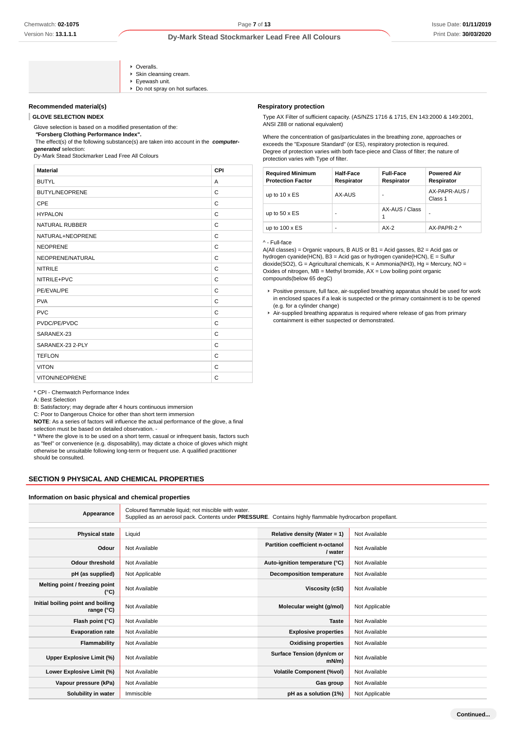- Overalls.
- Skin cleansing cream.
- Eyewash unit.
- Do not spray on hot surfaces.

### Recommended material(s)

**GLOVE SELECTION INDEX**

Glove selection is based on a modified presentation of the:
***"Forsberg Clothing Performance Index".***
The effect(s) of the following substance(s) are taken into account in the ***computer-generated*** selection:
Dy-Mark Stead Stockmarker Lead Free All Colours

| Material | CPI |
|---|---|
| BUTYL | A |
| BUTYL/NEOPRENE | C |
| CPE | C |
| HYPALON | C |
| NATURAL RUBBER | C |
| NATURAL+NEOPRENE | C |
| NEOPRENE | C |
| NEOPRENE/NATURAL | C |
| NITRILE | C |
| NITRILE+PVC | C |
| PE/EVAL/PE | C |
| PVA | C |
| PVC | C |
| PVDC/PE/PVDC | C |
| SARANEX-23 | C |
| SARANEX-23 2-PLY | C |
| TEFLON | C |
| VITON | C |
| VITON/NEOPRENE | C |

* CPI - Chemwatch Performance Index
A: Best Selection
B: Satisfactory; may degrade after 4 hours continuous immersion
C: Poor to Dangerous Choice for other than short term immersion
**NOTE**: As a series of factors will influence the actual performance of the glove, a final selection must be based on detailed observation. -
* Where the glove is to be used on a short term, casual or infrequent basis, factors such as "feel" or convenience (e.g. disposability), may dictate a choice of gloves which might otherwise be unsuitable following long-term or frequent use. A qualified practitioner should be consulted.

### Respiratory protection

Type AX Filter of sufficient capacity. (AS/NZS 1716 & 1715, EN 143:2000 & 149:2001, ANSI Z88 or national equivalent)

Where the concentration of gas/particulates in the breathing zone, approaches or exceeds the "Exposure Standard" (or ES), respiratory protection is required.
Degree of protection varies with both face-piece and Class of filter; the nature of protection varies with Type of filter.

| Required Minimum Protection Factor | Half-Face Respirator | Full-Face Respirator | Powered Air Respirator |
|---|---|---|---|
| up to 10 x ES | AX-AUS | - | AX-PAPR-AUS / Class 1 |
| up to 50 x ES | - | AX-AUS / Class 1 | - |
| up to 100 x ES | - | AX-2 | AX-PAPR-2 ^ |

^ - Full-face
A(All classes) = Organic vapours, B AUS or B1 = Acid gasses, B2 = Acid gas or hydrogen cyanide(HCN), B3 = Acid gas or hydrogen cyanide(HCN), E = Sulfur dioxide(SO2), G = Agricultural chemicals, K = Ammonia(NH3), Hg = Mercury, NO = Oxides of nitrogen, MB = Methyl bromide, AX = Low boiling point organic compounds(below 65 degC)

- Positive pressure, full face, air-supplied breathing apparatus should be used for work in enclosed spaces if a leak is suspected or the primary containment is to be opened (e.g. for a cylinder change)
- Air-supplied breathing apparatus is required where release of gas from primary containment is either suspected or demonstrated.

## SECTION 9 PHYSICAL AND CHEMICAL PROPERTIES

### Information on basic physical and chemical properties

| **Appearance** | Coloured flammable liquid; not miscible with water. Supplied as an aerosol pack. Contents under **PRESSURE**. Contains highly flammable hydrocarbon propellant. | | |
|---|---|---|---|
| **Physical state** | Liquid | **Relative density (Water = 1)** | Not Available |
| **Odour** | Not Available | **Partition coefficient n-octanol / water** | Not Available |
| **Odour threshold** | Not Available | **Auto-ignition temperature (°C)** | Not Available |
| **pH (as supplied)** | Not Applicable | **Decomposition temperature** | Not Available |
| **Melting point / freezing point (°C)** | Not Available | **Viscosity (cSt)** | Not Available |
| **Initial boiling point and boiling range (°C)** | Not Available | **Molecular weight (g/mol)** | Not Applicable |
| **Flash point (°C)** | Not Available | **Taste** | Not Available |
| **Evaporation rate** | Not Available | **Explosive properties** | Not Available |
| **Flammability** | Not Available | **Oxidising properties** | Not Available |
| **Upper Explosive Limit (%)** | Not Available | **Surface Tension (dyn/cm or mN/m)** | Not Available |
| **Lower Explosive Limit (%)** | Not Available | **Volatile Component (%vol)** | Not Available |
| **Vapour pressure (kPa)** | Not Available | **Gas group** | Not Available |
| **Solubility in water** | Immiscible | **pH as a solution (1%)** | Not Applicable |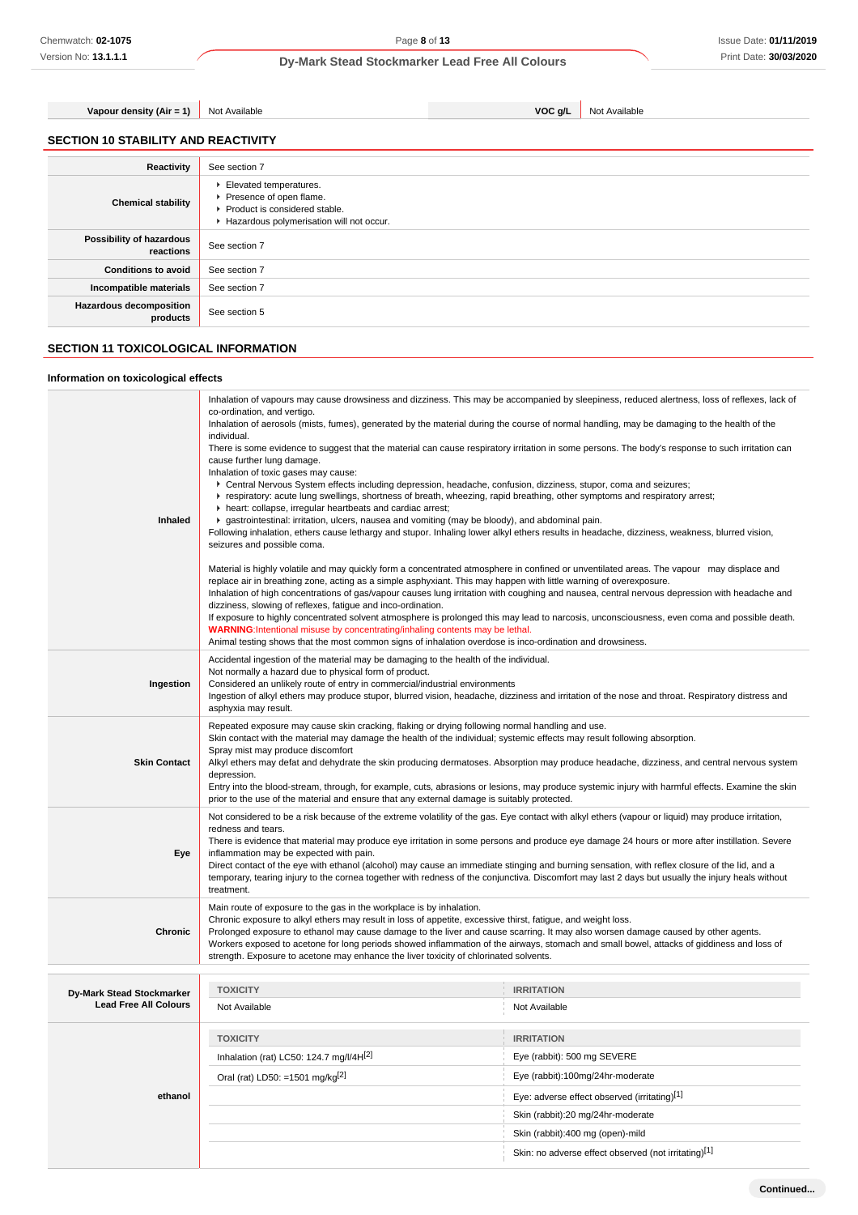| Vapour density (Air = 1) | Not Available | VOC g/L | Not Available |
|---|---|---|---|

## SECTION 10 STABILITY AND REACTIVITY

| | |
|---|---|
| **Reactivity** | See section 7 |
| **Chemical stability** | ▸ Elevated temperatures.<br>▸ Presence of open flame.<br>▸ Product is considered stable.<br>▸ Hazardous polymerisation will not occur. |
| **Possibility of hazardous reactions** | See section 7 |
| **Conditions to avoid** | See section 7 |
| **Incompatible materials** | See section 7 |
| **Hazardous decomposition products** | See section 5 |

## SECTION 11 TOXICOLOGICAL INFORMATION

### Information on toxicological effects

| | |
|---|---|
| **Inhaled** | Inhalation of vapours may cause drowsiness and dizziness. This may be accompanied by sleepiness, reduced alertness, loss of reflexes, lack of co-ordination, and vertigo.<br>Inhalation of aerosols (mists, fumes), generated by the material during the course of normal handling, may be damaging to the health of the individual.<br>There is some evidence to suggest that the material can cause respiratory irritation in some persons. The body's response to such irritation can cause further lung damage.<br>Inhalation of toxic gases may cause:<br>▸ Central Nervous System effects including depression, headache, confusion, dizziness, stupor, coma and seizures;<br>▸ respiratory: acute lung swellings, shortness of breath, wheezing, rapid breathing, other symptoms and respiratory arrest;<br>▸ heart: collapse, irregular heartbeats and cardiac arrest;<br>▸ gastrointestinal: irritation, ulcers, nausea and vomiting (may be bloody), and abdominal pain.<br>Following inhalation, ethers cause lethargy and stupor. Inhaling lower alkyl ethers results in headache, dizziness, weakness, blurred vision, seizures and possible coma.<br><br>Material is highly volatile and may quickly form a concentrated atmosphere in confined or unventilated areas. The vapour may displace and replace air in breathing zone, acting as a simple asphyxiant. This may happen with little warning of overexposure.<br>Inhalation of high concentrations of gas/vapour causes lung irritation with coughing and nausea, central nervous depression with headache and dizziness, slowing of reflexes, fatigue and inco-ordination.<br>If exposure to highly concentrated solvent atmosphere is prolonged this may lead to narcosis, unconsciousness, even coma and possible death.<br>**WARNING**:Intentional misuse by concentrating/inhaling contents may be lethal.<br>Animal testing shows that the most common signs of inhalation overdose is inco-ordination and drowsiness. |
| **Ingestion** | Accidental ingestion of the material may be damaging to the health of the individual.<br>Not normally a hazard due to physical form of product.<br>Considered an unlikely route of entry in commercial/industrial environments<br>Ingestion of alkyl ethers may produce stupor, blurred vision, headache, dizziness and irritation of the nose and throat. Respiratory distress and asphyxia may result. |
| **Skin Contact** | Repeated exposure may cause skin cracking, flaking or drying following normal handling and use.<br>Skin contact with the material may damage the health of the individual; systemic effects may result following absorption.<br>Spray mist may produce discomfort<br>Alkyl ethers may defat and dehydrate the skin producing dermatoses. Absorption may produce headache, dizziness, and central nervous system depression.<br>Entry into the blood-stream, through, for example, cuts, abrasions or lesions, may produce systemic injury with harmful effects. Examine the skin prior to the use of the material and ensure that any external damage is suitably protected. |
| **Eye** | Not considered to be a risk because of the extreme volatility of the gas. Eye contact with alkyl ethers (vapour or liquid) may produce irritation, redness and tears.<br>There is evidence that material may produce eye irritation in some persons and produce eye damage 24 hours or more after instillation. Severe inflammation may be expected with pain.<br>Direct contact of the eye with ethanol (alcohol) may cause an immediate stinging and burning sensation, with reflex closure of the lid, and a temporary, tearing injury to the cornea together with redness of the conjunctiva. Discomfort may last 2 days but usually the injury heals without treatment. |
| **Chronic** | Main route of exposure to the gas in the workplace is by inhalation.<br>Chronic exposure to alkyl ethers may result in loss of appetite, excessive thirst, fatigue, and weight loss.<br>Prolonged exposure to ethanol may cause damage to the liver and cause scarring. It may also worsen damage caused by other agents.<br>Workers exposed to acetone for long periods showed inflammation of the airways, stomach and small bowel, attacks of giddiness and loss of strength. Exposure to acetone may enhance the liver toxicity of chlorinated solvents. |

| | TOXICITY | IRRITATION |
|---|---|---|
| **Dy-Mark Stead Stockmarker Lead Free All Colours** | Not Available | Not Available |
| | **TOXICITY** | **IRRITATION** |
| **ethanol** | Inhalation (rat) LC50: 124.7 mg/l/4H[2] | Eye (rabbit): 500 mg SEVERE |
| | Oral (rat) LD50: =1501 mg/kg[2] | Eye (rabbit):100mg/24hr-moderate |
| | | Eye: adverse effect observed (irritating)[1] |
| | | Skin (rabbit):20 mg/24hr-moderate |
| | | Skin (rabbit):400 mg (open)-mild |
| | | Skin: no adverse effect observed (not irritating)[1] |

Continued...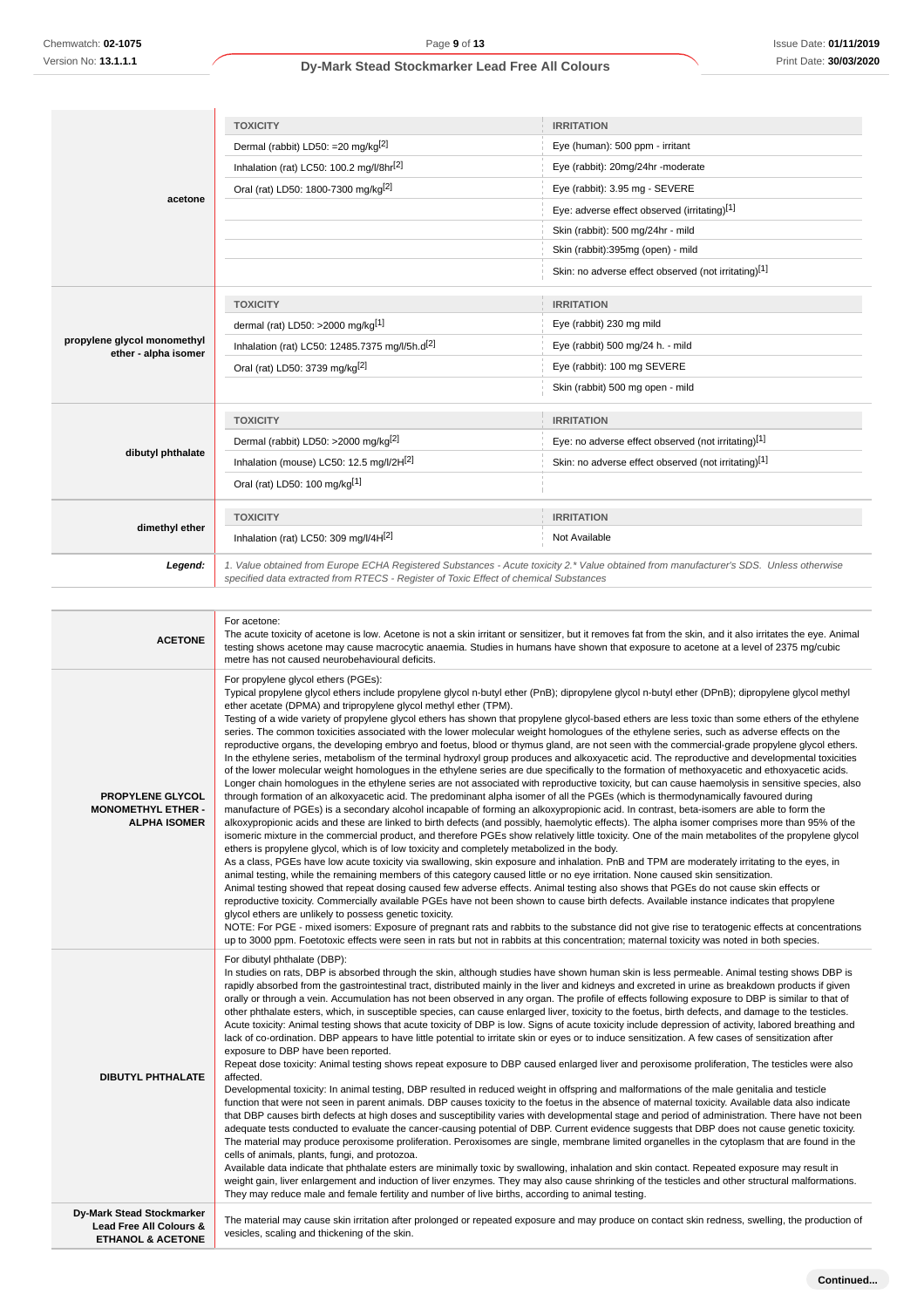| | TOXICITY | IRRITATION |
|---|---|---|
| **acetone** | Dermal (rabbit) LD50: =20 mg/kg[2] | Eye (human): 500 ppm - irritant |
| | Inhalation (rat) LC50: 100.2 mg/l/8hr[2] | Eye (rabbit): 20mg/24hr -moderate |
| | Oral (rat) LD50: 1800-7300 mg/kg[2] | Eye (rabbit): 3.95 mg - SEVERE |
| | | Eye: adverse effect observed (irritating)[1] |
| | | Skin (rabbit): 500 mg/24hr - mild |
| | | Skin (rabbit):395mg (open) - mild |
| | | Skin: no adverse effect observed (not irritating)[1] |

| | TOXICITY | IRRITATION |
|---|---|---|
| **propylene glycol monomethyl ether - alpha isomer** | dermal (rat) LD50: >2000 mg/kg[1] | Eye (rabbit) 230 mg mild |
| | Inhalation (rat) LC50: 12485.7375 mg/l/5h.d[2] | Eye (rabbit) 500 mg/24 h. - mild |
| | Oral (rat) LD50: 3739 mg/kg[2] | Eye (rabbit): 100 mg SEVERE |
| | | Skin (rabbit) 500 mg open - mild |

| | TOXICITY | IRRITATION |
|---|---|---|
| **dibutyl phthalate** | Dermal (rabbit) LD50: >2000 mg/kg[2] | Eye: no adverse effect observed (not irritating)[1] |
| | Inhalation (mouse) LC50: 12.5 mg/l/2H[2] | Skin: no adverse effect observed (not irritating)[1] |
| | Oral (rat) LD50: 100 mg/kg[1] | |

| | TOXICITY | IRRITATION |
|---|---|---|
| **dimethyl ether** | Inhalation (rat) LC50: 309 mg/l/4H[2] | Not Available |

***Legend:*** *1. Value obtained from Europe ECHA Registered Substances - Acute toxicity 2.* Value obtained from manufacturer's SDS. Unless otherwise specified data extracted from RTECS - Register of Toxic Effect of chemical Substances*

| | |
|---|---|
| **ACETONE** | For acetone:<br>The acute toxicity of acetone is low. Acetone is not a skin irritant or sensitizer, but it removes fat from the skin, and it also irritates the eye. Animal testing shows acetone may cause macrocytic anaemia. Studies in humans have shown that exposure to acetone at a level of 2375 mg/cubic metre has not caused neurobehavioural deficits. |
| **PROPYLENE GLYCOL MONOMETHYL ETHER - ALPHA ISOMER** | For propylene glycol ethers (PGEs):<br>Typical propylene glycol ethers include propylene glycol n-butyl ether (PnB); dipropylene glycol n-butyl ether (DPnB); dipropylene glycol methyl ether acetate (DPMA) and tripropylene glycol methyl ether (TPM).<br>Testing of a wide variety of propylene glycol ethers has shown that propylene glycol-based ethers are less toxic than some ethers of the ethylene series. The common toxicities associated with the lower molecular weight homologues of the ethylene series, such as adverse effects on the reproductive organs, the developing embryo and foetus, blood or thymus gland, are not seen with the commercial-grade propylene glycol ethers. In the ethylene series, metabolism of the terminal hydroxyl group produces and alkoxyacetic acid. The reproductive and developmental toxicities of the lower molecular weight homologues in the ethylene series are due specifically to the formation of methoxyacetic and ethoxyacetic acids.<br>Longer chain homologues in the ethylene series are not associated with reproductive toxicity, but can cause haemolysis in sensitive species, also through formation of an alkoxyacetic acid. The predominant alpha isomer of all the PGEs (which is thermodynamically favoured during manufacture of PGEs) is a secondary alcohol incapable of forming an alkoxypropionic acid. In contrast, beta-isomers are able to form the alkoxypropionic acids and these are linked to birth defects (and possibly, haemolytic effects). The alpha isomer comprises more than 95% of the isomeric mixture in the commercial product, and therefore PGEs show relatively little toxicity. One of the main metabolites of the propylene glycol ethers is propylene glycol, which is of low toxicity and completely metabolized in the body.<br>As a class, PGEs have low acute toxicity via swallowing, skin exposure and inhalation. PnB and TPM are moderately irritating to the eyes, in animal testing, while the remaining members of this category caused little or no eye irritation. None caused skin sensitization.<br>Animal testing showed that repeat dosing caused few adverse effects. Animal testing also shows that PGEs do not cause skin effects or reproductive toxicity. Commercially available PGEs have not been shown to cause birth defects. Available instance indicates that propylene glycol ethers are unlikely to possess genetic toxicity.<br>NOTE: For PGE - mixed isomers: Exposure of pregnant rats and rabbits to the substance did not give rise to teratogenic effects at concentrations up to 3000 ppm. Foetotoxic effects were seen in rats but not in rabbits at this concentration; maternal toxicity was noted in both species. |
| **DIBUTYL PHTHALATE** | For dibutyl phthalate (DBP):<br>In studies on rats, DBP is absorbed through the skin, although studies have shown human skin is less permeable. Animal testing shows DBP is rapidly absorbed from the gastrointestinal tract, distributed mainly in the liver and kidneys and excreted in urine as breakdown products if given orally or through a vein. Accumulation has not been observed in any organ. The profile of effects following exposure to DBP is similar to that of other phthalate esters, which, in susceptible species, can cause enlarged liver, toxicity to the testicles, to the foetus, birth defects, and damage to the testicles.<br>Acute toxicity: Animal testing shows that acute toxicity of DBP is low. Signs of acute toxicity include depression of activity, labored breathing and lack of co-ordination. DBP appears to have little potential to irritate skin or eyes or to induce sensitization. A few cases of sensitization after exposure to DBP have been reported.<br>Repeat dose toxicity: Animal testing shows repeat exposure to DBP caused enlarged liver and peroxisome proliferation, The testicles were also affected.<br>Developmental toxicity: In animal testing, DBP resulted in reduced weight in offspring and malformations of the male genitalia and testicle function that were not seen in parent animals. DBP causes toxicity to the foetus in the absence of maternal toxicity. Available data also indicate that DBP causes birth defects at high doses and susceptibility varies with developmental stage and period of administration. There have not been adequate tests conducted to evaluate the cancer-causing potential of DBP. Current evidence suggests that DBP does not cause genetic toxicity.<br>The material may produce peroxisome proliferation. Peroxisomes are single, membrane limited organelles in the cytoplasm that are found in the cells of animals, plants, fungi, and protozoa.<br>Available data indicate that phthalate esters are minimally toxic by swallowing, inhalation and skin contact. Repeated exposure may result in weight gain, liver enlargement and induction of liver enzymes. They may also cause shrinking of the testicles and other structural malformations. They may reduce male and female fertility and number of live births, according to animal testing. |
| **Dy-Mark Stead Stockmarker Lead Free All Colours & ETHANOL & ACETONE** | The material may cause skin irritation after prolonged or repeated exposure and may produce on contact skin redness, swelling, the production of vesicles, scaling and thickening of the skin. |

**Continued...**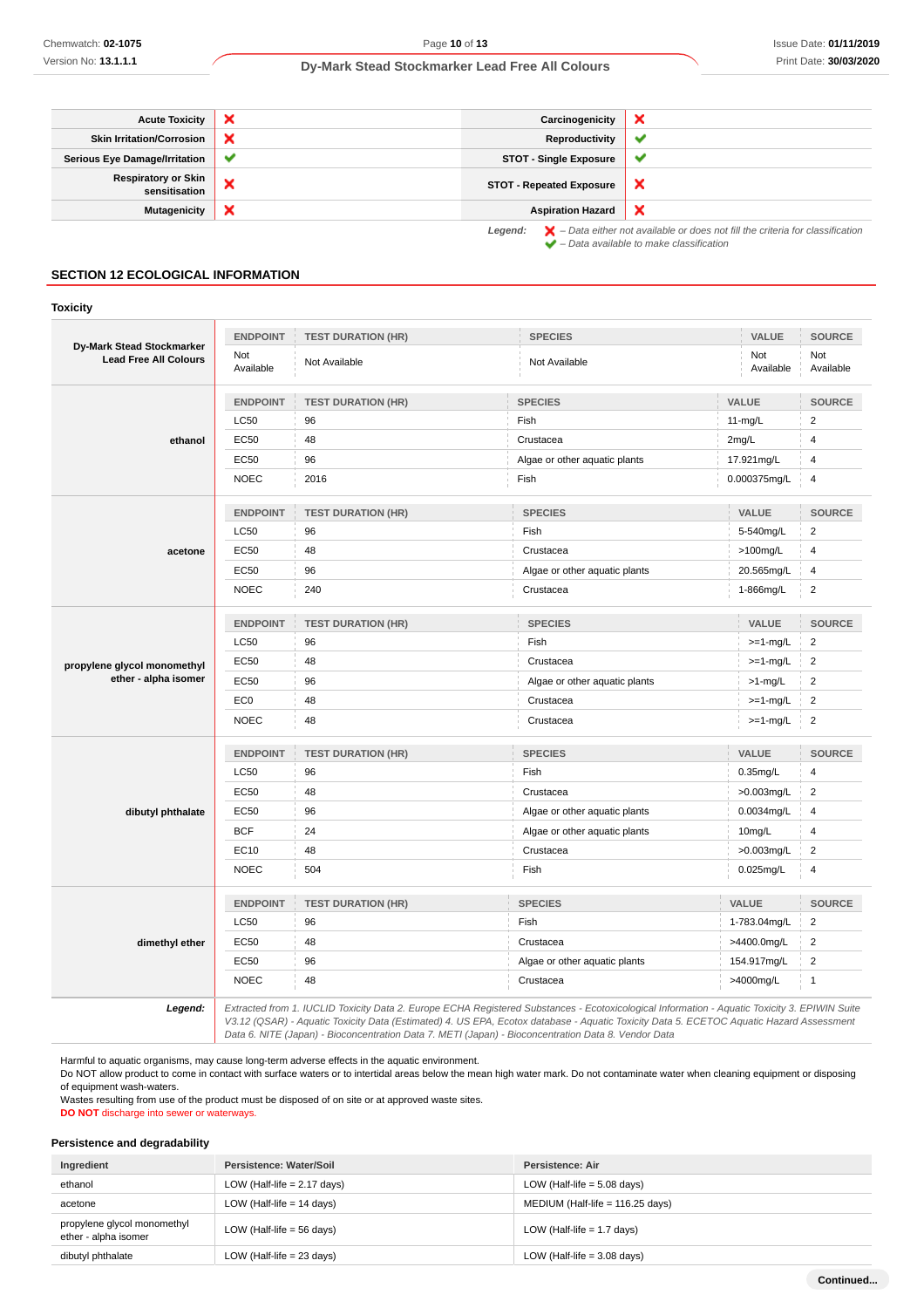| | | | |
|---|---|---|---|
| **Acute Toxicity** | ❌ | **Carcinogenicity** | ❌ |
| **Skin Irritation/Corrosion** | ❌ | **Reproductivity** | ✔ |
| **Serious Eye Damage/Irritation** | ✔ | **STOT - Single Exposure** | ✔ |
| **Respiratory or Skin sensitisation** | ❌ | **STOT - Repeated Exposure** | ❌ |
| **Mutagenicity** | ❌ | **Aspiration Hazard** | ❌ |

*Legend:* ❌ *– Data either not available or does not fill the criteria for classification*
✔ *– Data available to make classification*

## SECTION 12 ECOLOGICAL INFORMATION

### Toxicity

**Dy-Mark Stead Stockmarker Lead Free All Colours**

| ENDPOINT | TEST DURATION (HR) | SPECIES | VALUE | SOURCE |
|---|---|---|---|---|
| Not Available | Not Available | Not Available | Not Available | Not Available |

**ethanol**

| ENDPOINT | TEST DURATION (HR) | SPECIES | VALUE | SOURCE |
|---|---|---|---|---|
| LC50 | 96 | Fish | 11-mg/L | 2 |
| EC50 | 48 | Crustacea | 2mg/L | 4 |
| EC50 | 96 | Algae or other aquatic plants | 17.921mg/L | 4 |
| NOEC | 2016 | Fish | 0.000375mg/L | 4 |

**acetone**

| ENDPOINT | TEST DURATION (HR) | SPECIES | VALUE | SOURCE |
|---|---|---|---|---|
| LC50 | 96 | Fish | 5-540mg/L | 2 |
| EC50 | 48 | Crustacea | >100mg/L | 4 |
| EC50 | 96 | Algae or other aquatic plants | 20.565mg/L | 4 |
| NOEC | 240 | Crustacea | 1-866mg/L | 2 |

**propylene glycol monomethyl ether - alpha isomer**

| ENDPOINT | TEST DURATION (HR) | SPECIES | VALUE | SOURCE |
|---|---|---|---|---|
| LC50 | 96 | Fish | >=1-mg/L | 2 |
| EC50 | 48 | Crustacea | >=1-mg/L | 2 |
| EC50 | 96 | Algae or other aquatic plants | >1-mg/L | 2 |
| EC0 | 48 | Crustacea | >=1-mg/L | 2 |
| NOEC | 48 | Crustacea | >=1-mg/L | 2 |

**dibutyl phthalate**

| ENDPOINT | TEST DURATION (HR) | SPECIES | VALUE | SOURCE |
|---|---|---|---|---|
| LC50 | 96 | Fish | 0.35mg/L | 4 |
| EC50 | 48 | Crustacea | >0.003mg/L | 2 |
| EC50 | 96 | Algae or other aquatic plants | 0.0034mg/L | 4 |
| BCF | 24 | Algae or other aquatic plants | 10mg/L | 4 |
| EC10 | 48 | Crustacea | >0.003mg/L | 2 |
| NOEC | 504 | Fish | 0.025mg/L | 4 |

**dimethyl ether**

| ENDPOINT | TEST DURATION (HR) | SPECIES | VALUE | SOURCE |
|---|---|---|---|---|
| LC50 | 96 | Fish | 1-783.04mg/L | 2 |
| EC50 | 48 | Crustacea | >4400.0mg/L | 2 |
| EC50 | 96 | Algae or other aquatic plants | 154.917mg/L | 2 |
| NOEC | 48 | Crustacea | >4000mg/L | 1 |

***Legend:*** *Extracted from 1. IUCLID Toxicity Data 2. Europe ECHA Registered Substances - Ecotoxicological Information - Aquatic Toxicity 3. EPIWIN Suite V3.12 (QSAR) - Aquatic Toxicity Data (Estimated) 4. US EPA, Ecotox database - Aquatic Toxicity Data 5. ECETOC Aquatic Hazard Assessment Data 6. NITE (Japan) - Bioconcentration Data 7. METI (Japan) - Bioconcentration Data 8. Vendor Data*

Harmful to aquatic organisms, may cause long-term adverse effects in the aquatic environment.
Do NOT allow product to come in contact with surface waters or to intertidal areas below the mean high water mark. Do not contaminate water when cleaning equipment or disposing of equipment wash-waters.
Wastes resulting from use of the product must be disposed of on site or at approved waste sites.
**DO NOT** discharge into sewer or waterways.

### Persistence and degradability

| Ingredient | Persistence: Water/Soil | Persistence: Air |
|---|---|---|
| ethanol | LOW (Half-life = 2.17 days) | LOW (Half-life = 5.08 days) |
| acetone | LOW (Half-life = 14 days) | MEDIUM (Half-life = 116.25 days) |
| propylene glycol monomethyl ether - alpha isomer | LOW (Half-life = 56 days) | LOW (Half-life = 1.7 days) |
| dibutyl phthalate | LOW (Half-life = 23 days) | LOW (Half-life = 3.08 days) |

**Continued...**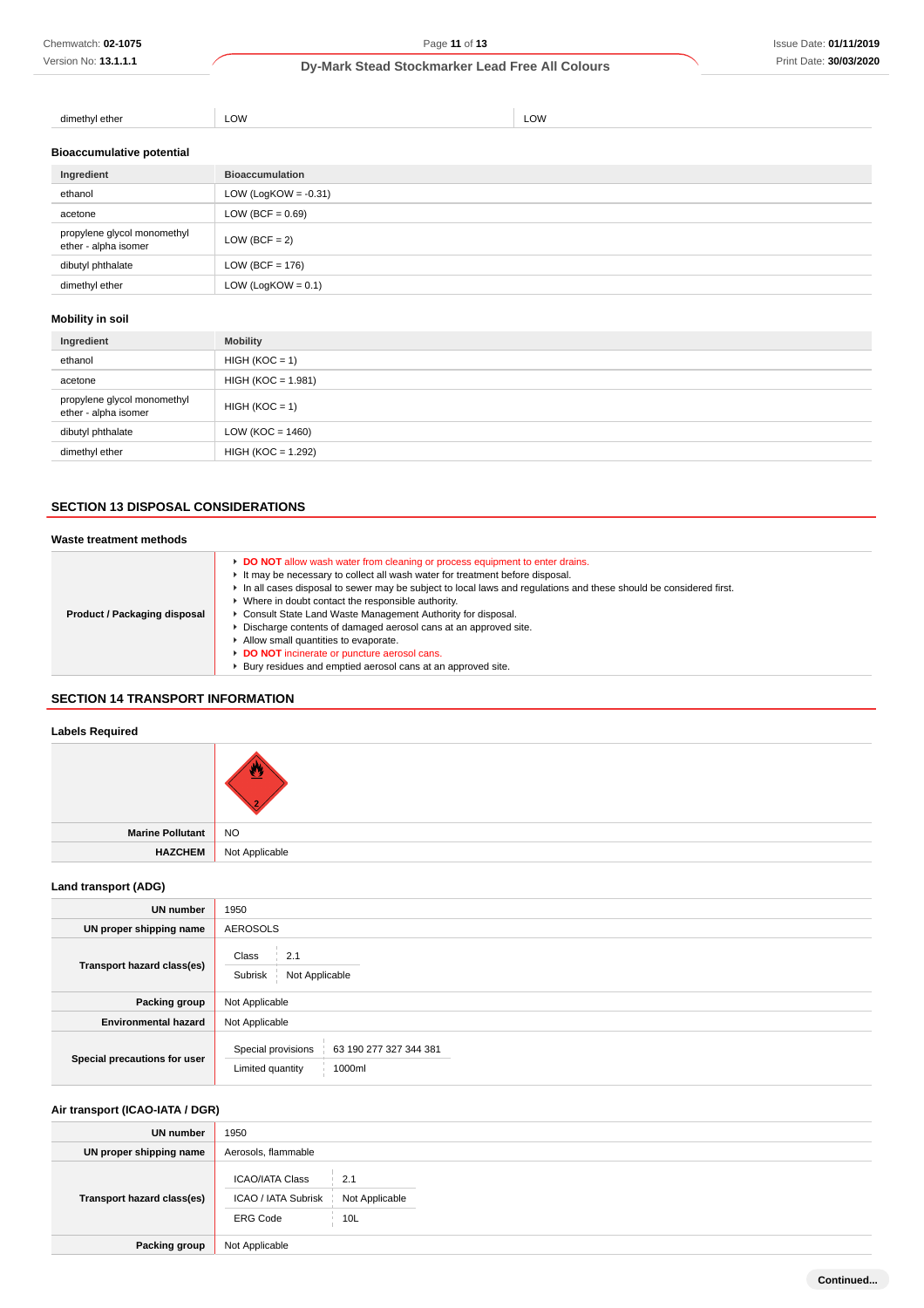| dimethyl ether | LOW | LOW |
|---|---|---|

### Bioaccumulative potential

| Ingredient | Bioaccumulation |
|---|---|
| ethanol | LOW (LogKOW = -0.31) |
| acetone | LOW (BCF = 0.69) |
| propylene glycol monomethyl ether - alpha isomer | LOW (BCF = 2) |
| dibutyl phthalate | LOW (BCF = 176) |
| dimethyl ether | LOW (LogKOW = 0.1) |

### Mobility in soil

| Ingredient | Mobility |
|---|---|
| ethanol | HIGH (KOC = 1) |
| acetone | HIGH (KOC = 1.981) |
| propylene glycol monomethyl ether - alpha isomer | HIGH (KOC = 1) |
| dibutyl phthalate | LOW (KOC = 1460) |
| dimethyl ether | HIGH (KOC = 1.292) |

## SECTION 13 DISPOSAL CONSIDERATIONS

### Waste treatment methods

| | |
|---|---|
| **Product / Packaging disposal** | ▸ **DO NOT** allow wash water from cleaning or process equipment to enter drains.<br>▸ It may be necessary to collect all wash water for treatment before disposal.<br>▸ In all cases disposal to sewer may be subject to local laws and regulations and these should be considered first.<br>▸ Where in doubt contact the responsible authority.<br>▸ Consult State Land Waste Management Authority for disposal.<br>▸ Discharge contents of damaged aerosol cans at an approved site.<br>▸ Allow small quantities to evaporate.<br>▸ **DO NOT** incinerate or puncture aerosol cans.<br>▸ Bury residues and emptied aerosol cans at an approved site. |

## SECTION 14 TRANSPORT INFORMATION

### Labels Required

| | |
|---|---|
| | |
| **Marine Pollutant** | NO |
| **HAZCHEM** | Not Applicable |

### Land transport (ADG)

| | |
|---|---|
| **UN number** | 1950 |
| **UN proper shipping name** | AEROSOLS |
| **Transport hazard class(es)** | Class: 2.1<br>Subrisk: Not Applicable |
| **Packing group** | Not Applicable |
| **Environmental hazard** | Not Applicable |
| **Special precautions for user** | Special provisions: 63 190 277 327 344 381<br>Limited quantity: 1000ml |

### Air transport (ICAO-IATA / DGR)

| | |
|---|---|
| **UN number** | 1950 |
| **UN proper shipping name** | Aerosols, flammable |
| **Transport hazard class(es)** | ICAO/IATA Class: 2.1<br>ICAO / IATA Subrisk: Not Applicable<br>ERG Code: 10L |
| **Packing group** | Not Applicable |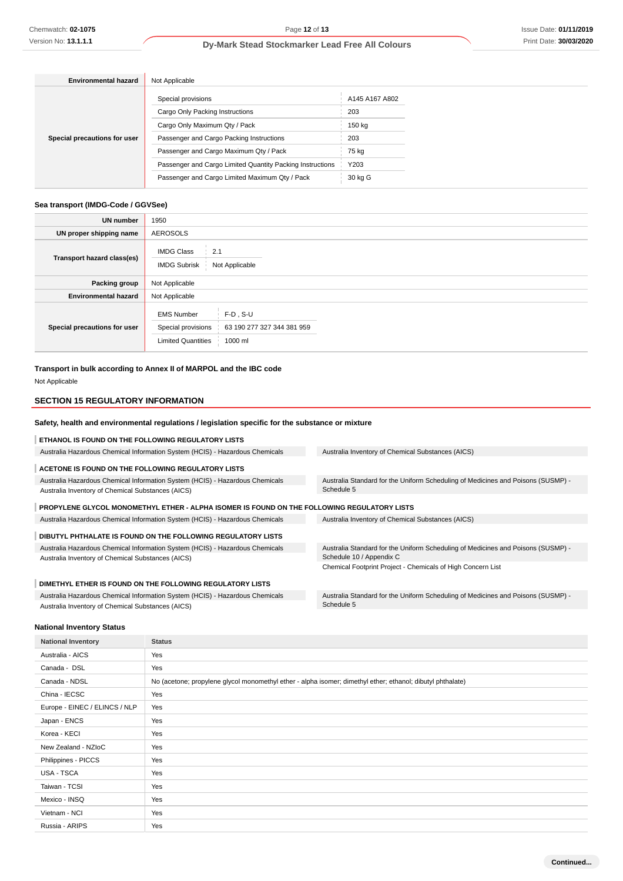| | |
|---|---|
| **Environmental hazard** | Not Applicable |
| **Special precautions for user** | Special provisions: A145 A167 A802<br>Cargo Only Packing Instructions: 203<br>Cargo Only Maximum Qty / Pack: 150 kg<br>Passenger and Cargo Packing Instructions: 203<br>Passenger and Cargo Maximum Qty / Pack: 75 kg<br>Passenger and Cargo Limited Quantity Packing Instructions: Y203<br>Passenger and Cargo Limited Maximum Qty / Pack: 30 kg G |

### Sea transport (IMDG-Code / GGVSee)

| | |
|---|---|
| **UN number** | 1950 |
| **UN proper shipping name** | AEROSOLS |
| **Transport hazard class(es)** | IMDG Class: 2.1<br>IMDG Subrisk: Not Applicable |
| **Packing group** | Not Applicable |
| **Environmental hazard** | Not Applicable |
| **Special precautions for user** | EMS Number: F-D , S-U<br>Special provisions: 63 190 277 327 344 381 959<br>Limited Quantities: 1000 ml |

### Transport in bulk according to Annex II of MARPOL and the IBC code

Not Applicable

## SECTION 15 REGULATORY INFORMATION

### Safety, health and environmental regulations / legislation specific for the substance or mixture

**ETHANOL IS FOUND ON THE FOLLOWING REGULATORY LISTS**

Australia Hazardous Chemical Information System (HCIS) - Hazardous Chemicals
Australia Inventory of Chemical Substances (AICS)

**ACETONE IS FOUND ON THE FOLLOWING REGULATORY LISTS**

Australia Hazardous Chemical Information System (HCIS) - Hazardous Chemicals
Australia Inventory of Chemical Substances (AICS)
Australia Standard for the Uniform Scheduling of Medicines and Poisons (SUSMP) - Schedule 5

**PROPYLENE GLYCOL MONOMETHYL ETHER - ALPHA ISOMER IS FOUND ON THE FOLLOWING REGULATORY LISTS**

Australia Hazardous Chemical Information System (HCIS) - Hazardous Chemicals
Australia Inventory of Chemical Substances (AICS)

**DIBUTYL PHTHALATE IS FOUND ON THE FOLLOWING REGULATORY LISTS**

Australia Hazardous Chemical Information System (HCIS) - Hazardous Chemicals
Australia Inventory of Chemical Substances (AICS)
Australia Standard for the Uniform Scheduling of Medicines and Poisons (SUSMP) - Schedule 10 / Appendix C
Chemical Footprint Project - Chemicals of High Concern List

**DIMETHYL ETHER IS FOUND ON THE FOLLOWING REGULATORY LISTS**

Australia Hazardous Chemical Information System (HCIS) - Hazardous Chemicals
Australia Inventory of Chemical Substances (AICS)
Australia Standard for the Uniform Scheduling of Medicines and Poisons (SUSMP) - Schedule 5

### National Inventory Status

| National Inventory | Status |
|---|---|
| Australia - AICS | Yes |
| Canada - DSL | Yes |
| Canada - NDSL | No (acetone; propylene glycol monomethyl ether - alpha isomer; dimethyl ether; ethanol; dibutyl phthalate) |
| China - IECSC | Yes |
| Europe - EINEC / ELINCS / NLP | Yes |
| Japan - ENCS | Yes |
| Korea - KECI | Yes |
| New Zealand - NZIoC | Yes |
| Philippines - PICCS | Yes |
| USA - TSCA | Yes |
| Taiwan - TCSI | Yes |
| Mexico - INSQ | Yes |
| Vietnam - NCI | Yes |
| Russia - ARIPS | Yes |

Continued...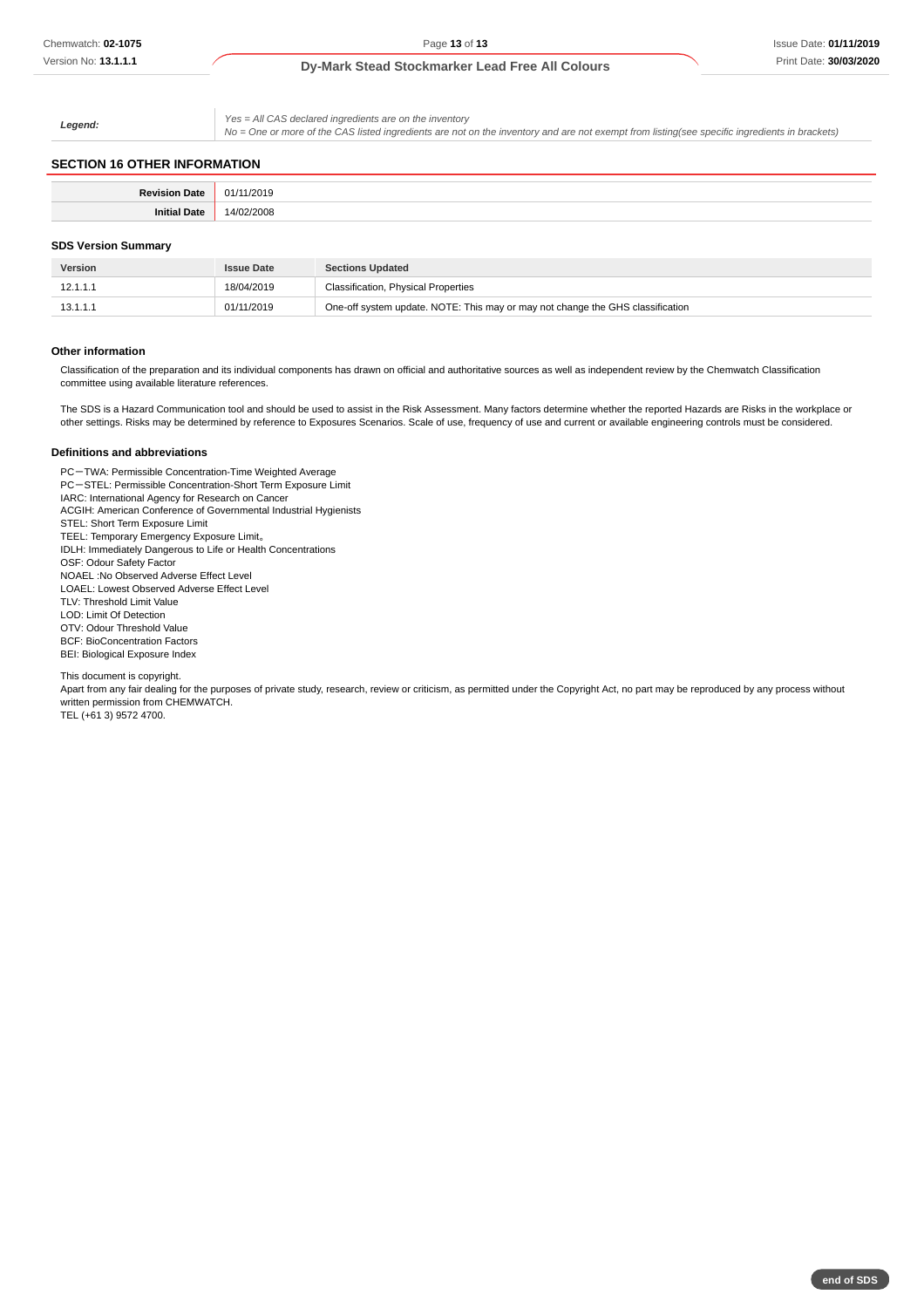| | |
|---|---|
| ***Legend:*** | *Yes = All CAS declared ingredients are on the inventory*<br>*No = One or more of the CAS listed ingredients are not on the inventory and are not exempt from listing(see specific ingredients in brackets)* |

## SECTION 16 OTHER INFORMATION

| | |
|---|---|
| **Revision Date** | 01/11/2019 |
| **Initial Date** | 14/02/2008 |

### SDS Version Summary

| Version | Issue Date | Sections Updated |
|---|---|---|
| 12.1.1.1 | 18/04/2019 | Classification, Physical Properties |
| 13.1.1.1 | 01/11/2019 | One-off system update. NOTE: This may or may not change the GHS classification |

### Other information

Classification of the preparation and its individual components has drawn on official and authoritative sources as well as independent review by the Chemwatch Classification committee using available literature references.

The SDS is a Hazard Communication tool and should be used to assist in the Risk Assessment. Many factors determine whether the reported Hazards are Risks in the workplace or other settings. Risks may be determined by reference to Exposures Scenarios. Scale of use, frequency of use and current or available engineering controls must be considered.

### Definitions and abbreviations

PC－TWA: Permissible Concentration-Time Weighted Average
PC－STEL: Permissible Concentration-Short Term Exposure Limit
IARC: International Agency for Research on Cancer
ACGIH: American Conference of Governmental Industrial Hygienists
STEL: Short Term Exposure Limit
TEEL: Temporary Emergency Exposure Limit。
IDLH: Immediately Dangerous to Life or Health Concentrations
OSF: Odour Safety Factor
NOAEL :No Observed Adverse Effect Level
LOAEL: Lowest Observed Adverse Effect Level
TLV: Threshold Limit Value
LOD: Limit Of Detection
OTV: Odour Threshold Value
BCF: BioConcentration Factors
BEI: Biological Exposure Index

This document is copyright.
Apart from any fair dealing for the purposes of private study, research, review or criticism, as permitted under the Copyright Act, no part may be reproduced by any process without written permission from CHEMWATCH.
TEL (+61 3) 9572 4700.

**end of SDS**